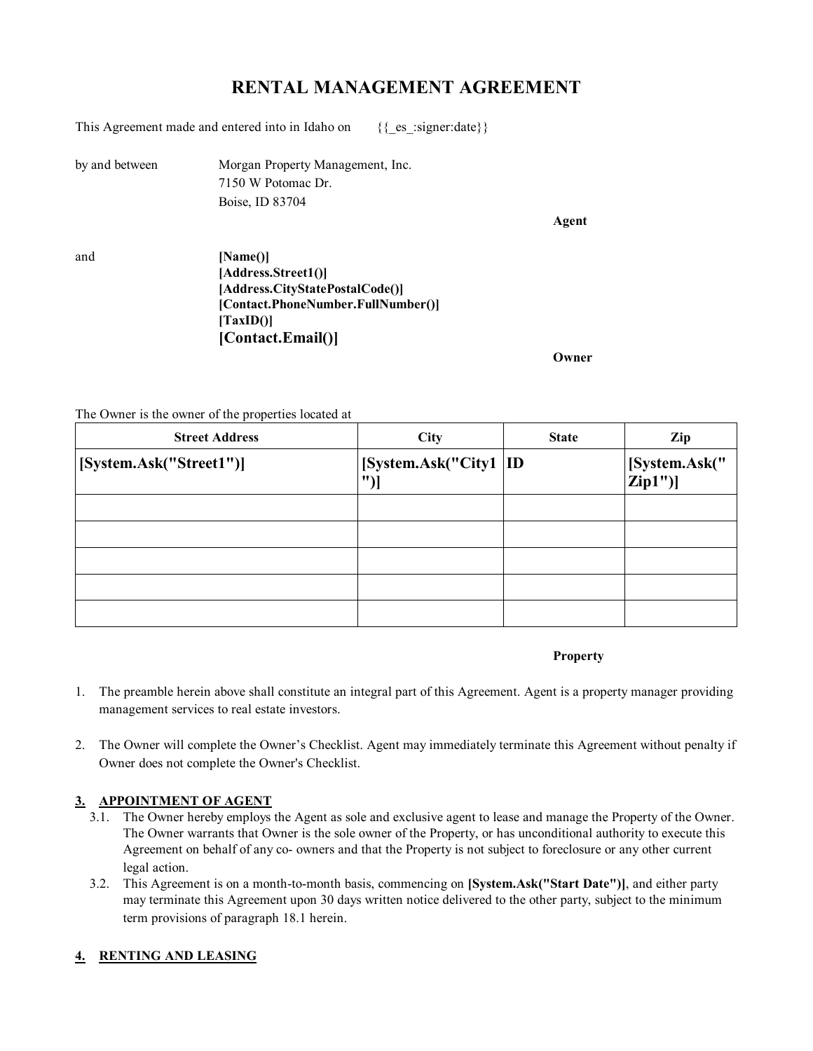# RENTAL MANAGEMENT AGREEMENT

This Agreement made and entered into in Idaho on {{_es_:signer:date}}

by and between Morgan Property Management, Inc.
7150 W Potomac Dr.
Boise, ID 83704

**Agent**

and **[Name()]**
**[Address.Street1()]**
**[Address.CityStatePostalCode()]**
**[Contact.PhoneNumber.FullNumber()]**
**[TaxID()]**
**[Contact.Email()]**

**Owner**

The Owner is the owner of the properties located at

| Street Address | City | State | Zip |
|---|---|---|---|
| **[System.Ask("Street1")]** | **[System.Ask("City1")]** | **ID** | **[System.Ask("Zip1")]** |
| | | | |
| | | | |
| | | | |
| | | | |
| | | | |

**Property**

1. The preamble herein above shall constitute an integral part of this Agreement. Agent is a property manager providing management services to real estate investors.

2. The Owner will complete the Owner's Checklist. Agent may immediately terminate this Agreement without penalty if Owner does not complete the Owner's Checklist.

## 3. APPOINTMENT OF AGENT

3.1. The Owner hereby employs the Agent as sole and exclusive agent to lease and manage the Property of the Owner. The Owner warrants that Owner is the sole owner of the Property, or has unconditional authority to execute this Agreement on behalf of any co- owners and that the Property is not subject to foreclosure or any other current legal action.

3.2. This Agreement is on a month-to-month basis, commencing on **[System.Ask("Start Date")]**, and either party may terminate this Agreement upon 30 days written notice delivered to the other party, subject to the minimum term provisions of paragraph 18.1 herein.

## 4. RENTING AND LEASING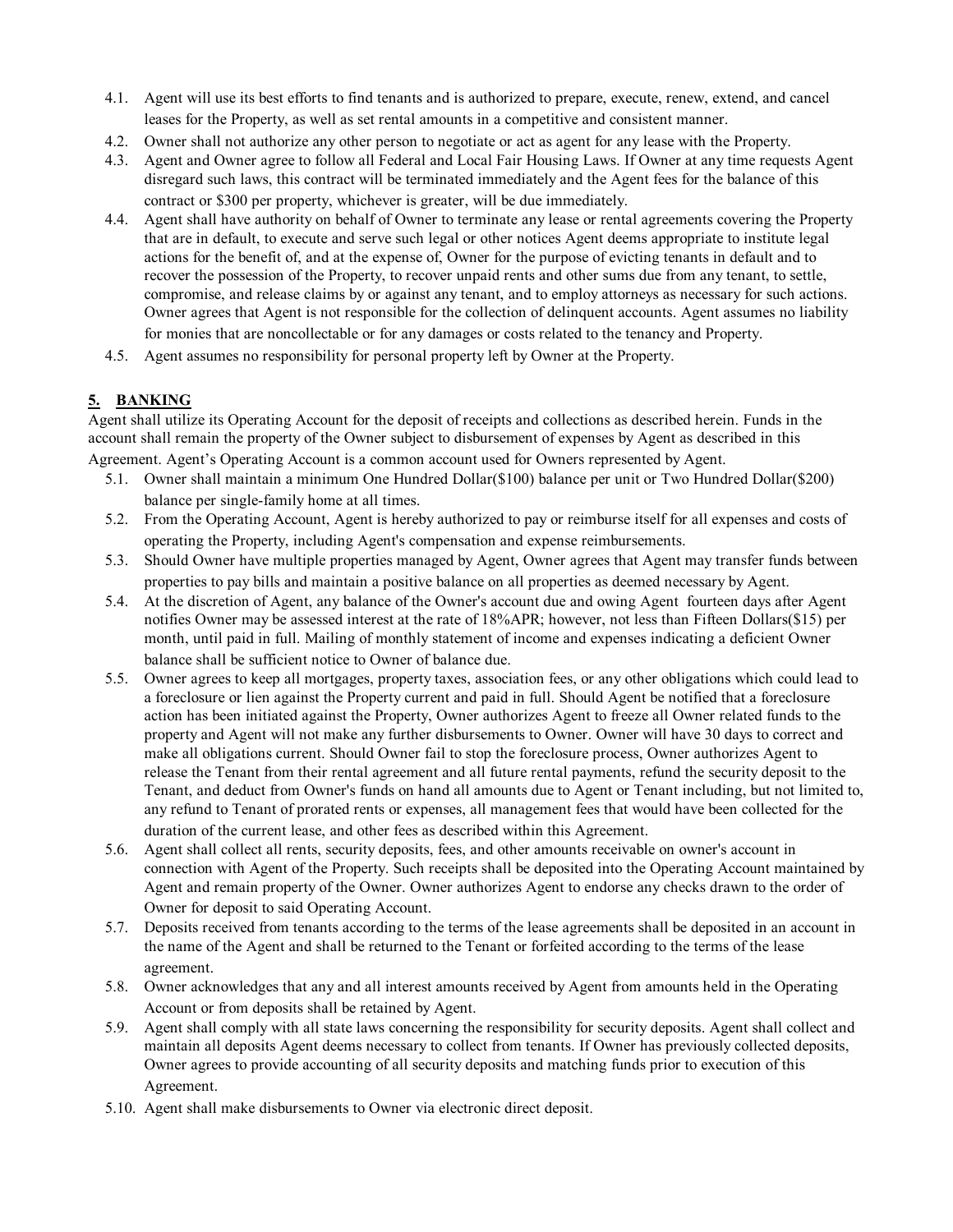4.1. Agent will use its best efforts to find tenants and is authorized to prepare, execute, renew, extend, and cancel leases for the Property, as well as set rental amounts in a competitive and consistent manner.

4.2. Owner shall not authorize any other person to negotiate or act as agent for any lease with the Property.

4.3. Agent and Owner agree to follow all Federal and Local Fair Housing Laws. If Owner at any time requests Agent disregard such laws, this contract will be terminated immediately and the Agent fees for the balance of this contract or $300 per property, whichever is greater, will be due immediately.

4.4. Agent shall have authority on behalf of Owner to terminate any lease or rental agreements covering the Property that are in default, to execute and serve such legal or other notices Agent deems appropriate to institute legal actions for the benefit of, and at the expense of, Owner for the purpose of evicting tenants in default and to recover the possession of the Property, to recover unpaid rents and other sums due from any tenant, to settle, compromise, and release claims by or against any tenant, and to employ attorneys as necessary for such actions. Owner agrees that Agent is not responsible for the collection of delinquent accounts. Agent assumes no liability for monies that are noncollectable or for any damages or costs related to the tenancy and Property.

4.5. Agent assumes no responsibility for personal property left by Owner at the Property.

## 5. BANKING

Agent shall utilize its Operating Account for the deposit of receipts and collections as described herein. Funds in the account shall remain the property of the Owner subject to disbursement of expenses by Agent as described in this Agreement. Agent's Operating Account is a common account used for Owners represented by Agent.

5.1. Owner shall maintain a minimum One Hundred Dollar($100) balance per unit or Two Hundred Dollar($200) balance per single-family home at all times.

5.2. From the Operating Account, Agent is hereby authorized to pay or reimburse itself for all expenses and costs of operating the Property, including Agent's compensation and expense reimbursements.

5.3. Should Owner have multiple properties managed by Agent, Owner agrees that Agent may transfer funds between properties to pay bills and maintain a positive balance on all properties as deemed necessary by Agent.

5.4. At the discretion of Agent, any balance of the Owner's account due and owing Agent fourteen days after Agent notifies Owner may be assessed interest at the rate of 18%APR; however, not less than Fifteen Dollars($15) per month, until paid in full. Mailing of monthly statement of income and expenses indicating a deficient Owner balance shall be sufficient notice to Owner of balance due.

5.5. Owner agrees to keep all mortgages, property taxes, association fees, or any other obligations which could lead to a foreclosure or lien against the Property current and paid in full. Should Agent be notified that a foreclosure action has been initiated against the Property, Owner authorizes Agent to freeze all Owner related funds to the property and Agent will not make any further disbursements to Owner. Owner will have 30 days to correct and make all obligations current. Should Owner fail to stop the foreclosure process, Owner authorizes Agent to release the Tenant from their rental agreement and all future rental payments, refund the security deposit to the Tenant, and deduct from Owner's funds on hand all amounts due to Agent or Tenant including, but not limited to, any refund to Tenant of prorated rents or expenses, all management fees that would have been collected for the duration of the current lease, and other fees as described within this Agreement.

5.6. Agent shall collect all rents, security deposits, fees, and other amounts receivable on owner's account in connection with Agent of the Property. Such receipts shall be deposited into the Operating Account maintained by Agent and remain property of the Owner. Owner authorizes Agent to endorse any checks drawn to the order of Owner for deposit to said Operating Account.

5.7. Deposits received from tenants according to the terms of the lease agreements shall be deposited in an account in the name of the Agent and shall be returned to the Tenant or forfeited according to the terms of the lease agreement.

5.8. Owner acknowledges that any and all interest amounts received by Agent from amounts held in the Operating Account or from deposits shall be retained by Agent.

5.9. Agent shall comply with all state laws concerning the responsibility for security deposits. Agent shall collect and maintain all deposits Agent deems necessary to collect from tenants. If Owner has previously collected deposits, Owner agrees to provide accounting of all security deposits and matching funds prior to execution of this Agreement.

5.10. Agent shall make disbursements to Owner via electronic direct deposit.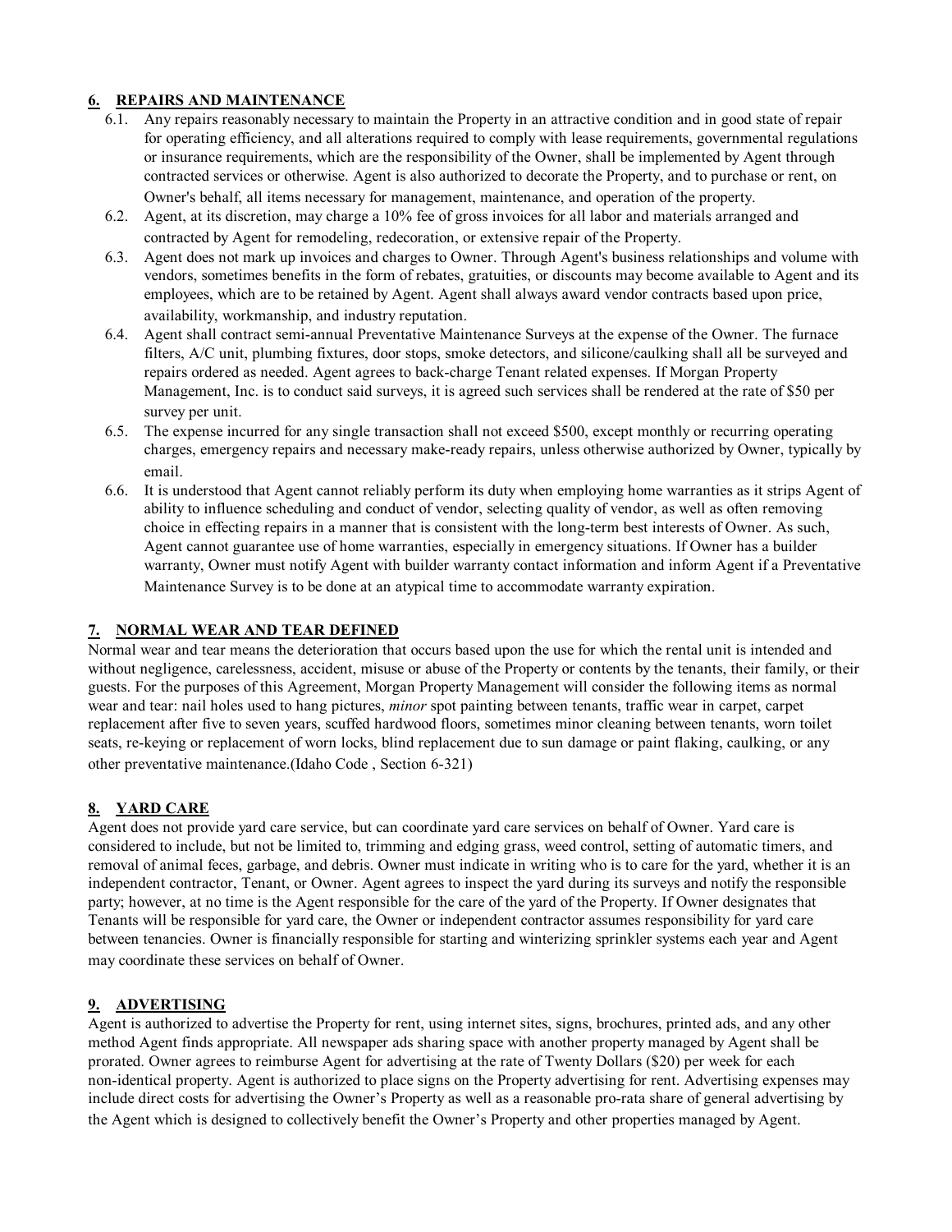## 6. REPAIRS AND MAINTENANCE

6.1. Any repairs reasonably necessary to maintain the Property in an attractive condition and in good state of repair for operating efficiency, and all alterations required to comply with lease requirements, governmental regulations or insurance requirements, which are the responsibility of the Owner, shall be implemented by Agent through contracted services or otherwise. Agent is also authorized to decorate the Property, and to purchase or rent, on Owner's behalf, all items necessary for management, maintenance, and operation of the property.

6.2. Agent, at its discretion, may charge a 10% fee of gross invoices for all labor and materials arranged and contracted by Agent for remodeling, redecoration, or extensive repair of the Property.

6.3. Agent does not mark up invoices and charges to Owner. Through Agent's business relationships and volume with vendors, sometimes benefits in the form of rebates, gratuities, or discounts may become available to Agent and its employees, which are to be retained by Agent. Agent shall always award vendor contracts based upon price, availability, workmanship, and industry reputation.

6.4. Agent shall contract semi-annual Preventative Maintenance Surveys at the expense of the Owner. The furnace filters, A/C unit, plumbing fixtures, door stops, smoke detectors, and silicone/caulking shall all be surveyed and repairs ordered as needed. Agent agrees to back-charge Tenant related expenses. If Morgan Property Management, Inc. is to conduct said surveys, it is agreed such services shall be rendered at the rate of $50 per survey per unit.

6.5. The expense incurred for any single transaction shall not exceed $500, except monthly or recurring operating charges, emergency repairs and necessary make-ready repairs, unless otherwise authorized by Owner, typically by email.

6.6. It is understood that Agent cannot reliably perform its duty when employing home warranties as it strips Agent of ability to influence scheduling and conduct of vendor, selecting quality of vendor, as well as often removing choice in effecting repairs in a manner that is consistent with the long-term best interests of Owner. As such, Agent cannot guarantee use of home warranties, especially in emergency situations. If Owner has a builder warranty, Owner must notify Agent with builder warranty contact information and inform Agent if a Preventative Maintenance Survey is to be done at an atypical time to accommodate warranty expiration.

## 7. NORMAL WEAR AND TEAR DEFINED

Normal wear and tear means the deterioration that occurs based upon the use for which the rental unit is intended and without negligence, carelessness, accident, misuse or abuse of the Property or contents by the tenants, their family, or their guests. For the purposes of this Agreement, Morgan Property Management will consider the following items as normal wear and tear: nail holes used to hang pictures, *minor* spot painting between tenants, traffic wear in carpet, carpet replacement after five to seven years, scuffed hardwood floors, sometimes minor cleaning between tenants, worn toilet seats, re-keying or replacement of worn locks, blind replacement due to sun damage or paint flaking, caulking, or any other preventative maintenance.(Idaho Code , Section 6-321)

## 8. YARD CARE

Agent does not provide yard care service, but can coordinate yard care services on behalf of Owner. Yard care is considered to include, but not be limited to, trimming and edging grass, weed control, setting of automatic timers, and removal of animal feces, garbage, and debris. Owner must indicate in writing who is to care for the yard, whether it is an independent contractor, Tenant, or Owner. Agent agrees to inspect the yard during its surveys and notify the responsible party; however, at no time is the Agent responsible for the care of the yard of the Property. If Owner designates that Tenants will be responsible for yard care, the Owner or independent contractor assumes responsibility for yard care between tenancies. Owner is financially responsible for starting and winterizing sprinkler systems each year and Agent may coordinate these services on behalf of Owner.

## 9. ADVERTISING

Agent is authorized to advertise the Property for rent, using internet sites, signs, brochures, printed ads, and any other method Agent finds appropriate. All newspaper ads sharing space with another property managed by Agent shall be prorated. Owner agrees to reimburse Agent for advertising at the rate of Twenty Dollars ($20) per week for each non-identical property. Agent is authorized to place signs on the Property advertising for rent. Advertising expenses may include direct costs for advertising the Owner's Property as well as a reasonable pro-rata share of general advertising by the Agent which is designed to collectively benefit the Owner's Property and other properties managed by Agent.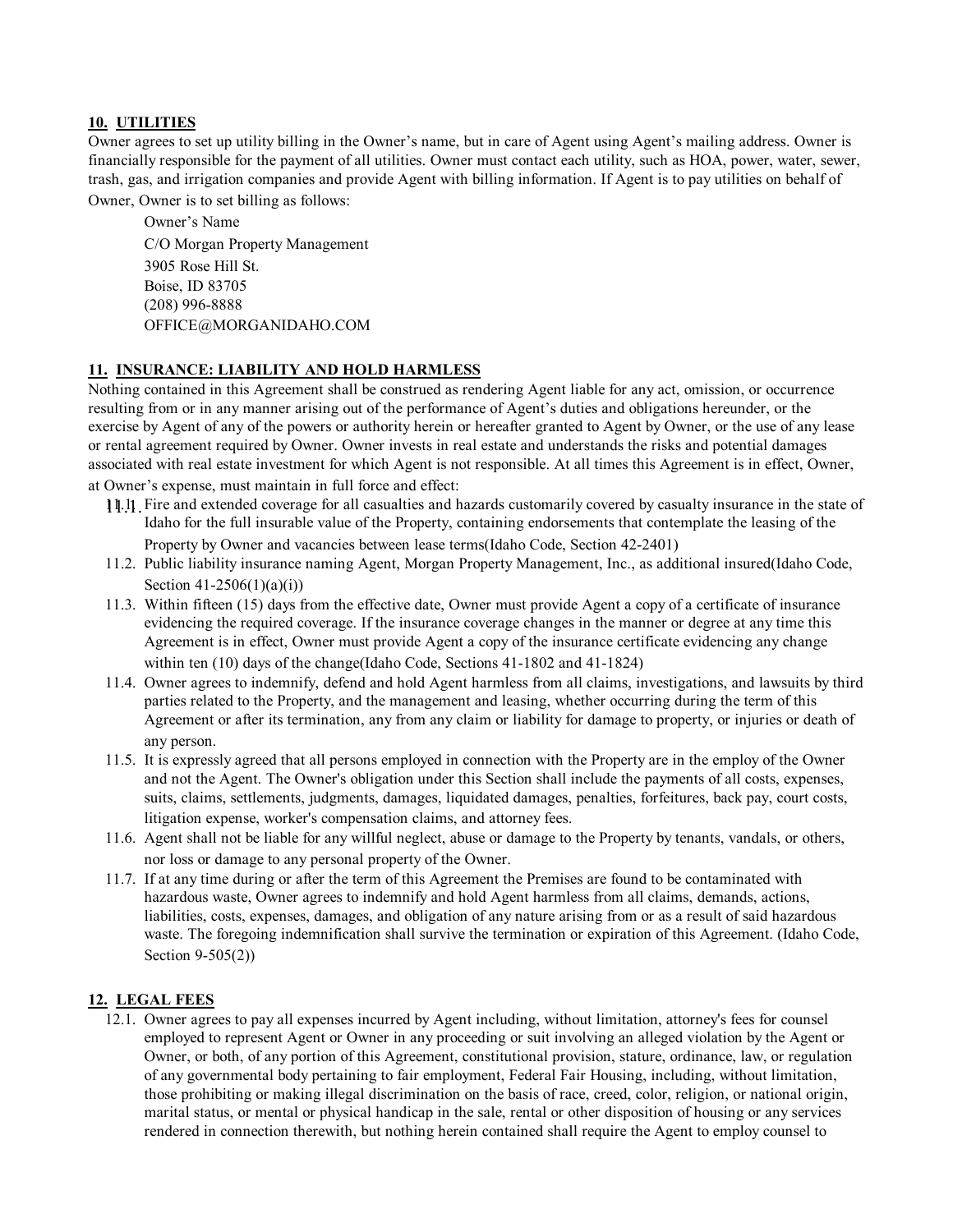**10. UTILITIES**

Owner agrees to set up utility billing in the Owner's name, but in care of Agent using Agent's mailing address. Owner is financially responsible for the payment of all utilities. Owner must contact each utility, such as HOA, power, water, sewer, trash, gas, and irrigation companies and provide Agent with billing information. If Agent is to pay utilities on behalf of Owner, Owner is to set billing as follows:

> Owner's Name
> C/O Morgan Property Management
> 3905 Rose Hill St.
> Boise, ID 83705
> (208) 996-8888
> OFFICE@MORGANIDAHO.COM

**11. INSURANCE: LIABILITY AND HOLD HARMLESS**

Nothing contained in this Agreement shall be construed as rendering Agent liable for any act, omission, or occurrence resulting from or in any manner arising out of the performance of Agent's duties and obligations hereunder, or the exercise by Agent of any of the powers or authority herein or hereafter granted to Agent by Owner, or the use of any lease or rental agreement required by Owner. Owner invests in real estate and understands the risks and potential damages associated with real estate investment for which Agent is not responsible. At all times this Agreement is in effect, Owner, at Owner's expense, must maintain in full force and effect:

11.1. Fire and extended coverage for all casualties and hazards customarily covered by casualty insurance in the state of Idaho for the full insurable value of the Property, containing endorsements that contemplate the leasing of the Property by Owner and vacancies between lease terms(Idaho Code, Section 42-2401)

11.2. Public liability insurance naming Agent, Morgan Property Management, Inc., as additional insured(Idaho Code, Section 41-2506(1)(a)(i))

11.3. Within fifteen (15) days from the effective date, Owner must provide Agent a copy of a certificate of insurance evidencing the required coverage. If the insurance coverage changes in the manner or degree at any time this Agreement is in effect, Owner must provide Agent a copy of the insurance certificate evidencing any change within ten (10) days of the change(Idaho Code, Sections 41-1802 and 41-1824)

11.4. Owner agrees to indemnify, defend and hold Agent harmless from all claims, investigations, and lawsuits by third parties related to the Property, and the management and leasing, whether occurring during the term of this Agreement or after its termination, any from any claim or liability for damage to property, or injuries or death of any person.

11.5. It is expressly agreed that all persons employed in connection with the Property are in the employ of the Owner and not the Agent. The Owner's obligation under this Section shall include the payments of all costs, expenses, suits, claims, settlements, judgments, damages, liquidated damages, penalties, forfeitures, back pay, court costs, litigation expense, worker's compensation claims, and attorney fees.

11.6. Agent shall not be liable for any willful neglect, abuse or damage to the Property by tenants, vandals, or others, nor loss or damage to any personal property of the Owner.

11.7. If at any time during or after the term of this Agreement the Premises are found to be contaminated with hazardous waste, Owner agrees to indemnify and hold Agent harmless from all claims, demands, actions, liabilities, costs, expenses, damages, and obligation of any nature arising from or as a result of said hazardous waste. The foregoing indemnification shall survive the termination or expiration of this Agreement. (Idaho Code, Section 9-505(2))

**12. LEGAL FEES**

12.1. Owner agrees to pay all expenses incurred by Agent including, without limitation, attorney's fees for counsel employed to represent Agent or Owner in any proceeding or suit involving an alleged violation by the Agent or Owner, or both, of any portion of this Agreement, constitutional provision, stature, ordinance, law, or regulation of any governmental body pertaining to fair employment, Federal Fair Housing, including, without limitation, those prohibiting or making illegal discrimination on the basis of race, creed, color, religion, or national origin, marital status, or mental or physical handicap in the sale, rental or other disposition of housing or any services rendered in connection therewith, but nothing herein contained shall require the Agent to employ counsel to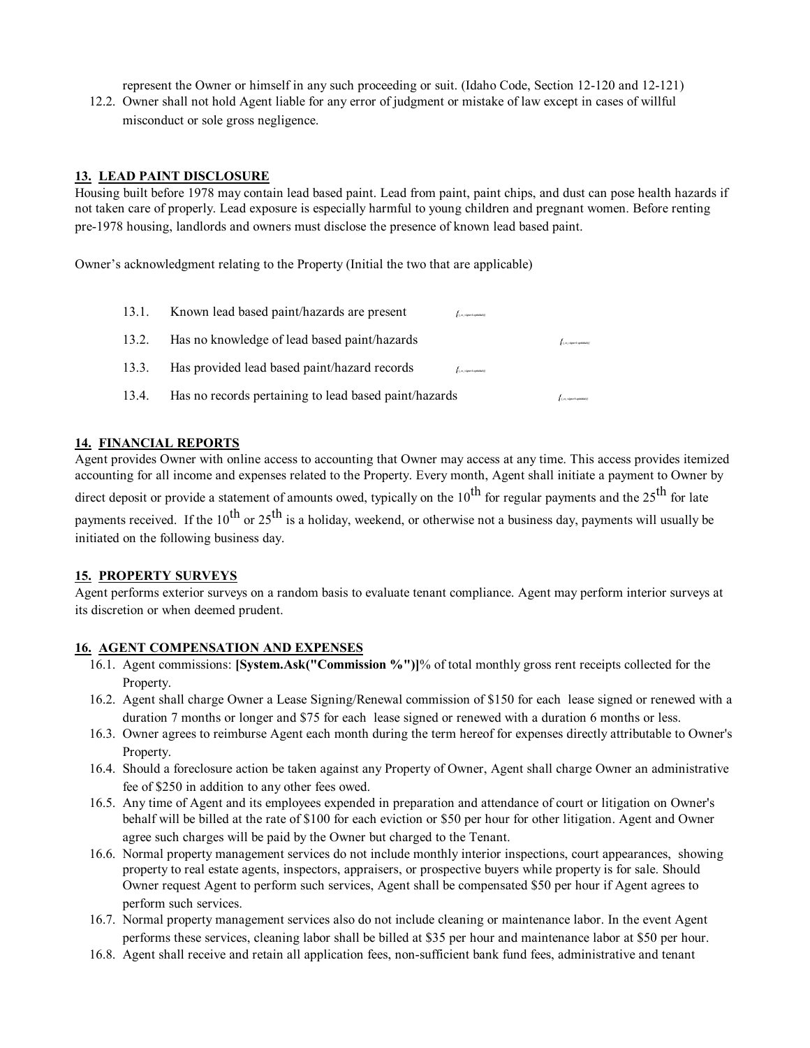represent the Owner or himself in any such proceeding or suit. (Idaho Code, Section 12-120 and 12-121)

12.2. Owner shall not hold Agent liable for any error of judgment or mistake of law except in cases of willful misconduct or sole gross negligence.

## 13. LEAD PAINT DISCLOSURE

Housing built before 1978 may contain lead based paint. Lead from paint, paint chips, and dust can pose health hazards if not taken care of properly. Lead exposure is especially harmful to young children and pregnant women. Before renting pre-1978 housing, landlords and owners must disclose the presence of known lead based paint.

Owner's acknowledgment relating to the Property (Initial the two that are applicable)

13.1. Known lead based paint/hazards are present

13.2. Has no knowledge of lead based paint/hazards

13.3. Has provided lead based paint/hazard records

13.4. Has no records pertaining to lead based paint/hazards

## 14. FINANCIAL REPORTS

Agent provides Owner with online access to accounting that Owner may access at any time. This access provides itemized accounting for all income and expenses related to the Property. Every month, Agent shall initiate a payment to Owner by direct deposit or provide a statement of amounts owed, typically on the 10th for regular payments and the 25th for late payments received. If the 10th or 25th is a holiday, weekend, or otherwise not a business day, payments will usually be initiated on the following business day.

## 15. PROPERTY SURVEYS

Agent performs exterior surveys on a random basis to evaluate tenant compliance. Agent may perform interior surveys at its discretion or when deemed prudent.

## 16. AGENT COMPENSATION AND EXPENSES

16.1. Agent commissions: **[System.Ask("Commission %")]**% of total monthly gross rent receipts collected for the Property.

16.2. Agent shall charge Owner a Lease Signing/Renewal commission of $150 for each lease signed or renewed with a duration 7 months or longer and $75 for each lease signed or renewed with a duration 6 months or less.

16.3. Owner agrees to reimburse Agent each month during the term hereof for expenses directly attributable to Owner's Property.

16.4. Should a foreclosure action be taken against any Property of Owner, Agent shall charge Owner an administrative fee of $250 in addition to any other fees owed.

16.5. Any time of Agent and its employees expended in preparation and attendance of court or litigation on Owner's behalf will be billed at the rate of $100 for each eviction or $50 per hour for other litigation. Agent and Owner agree such charges will be paid by the Owner but charged to the Tenant.

16.6. Normal property management services do not include monthly interior inspections, court appearances, showing property to real estate agents, inspectors, appraisers, or prospective buyers while property is for sale. Should Owner request Agent to perform such services, Agent shall be compensated $50 per hour if Agent agrees to perform such services.

16.7. Normal property management services also do not include cleaning or maintenance labor. In the event Agent performs these services, cleaning labor shall be billed at $35 per hour and maintenance labor at $50 per hour.

16.8. Agent shall receive and retain all application fees, non-sufficient bank fund fees, administrative and tenant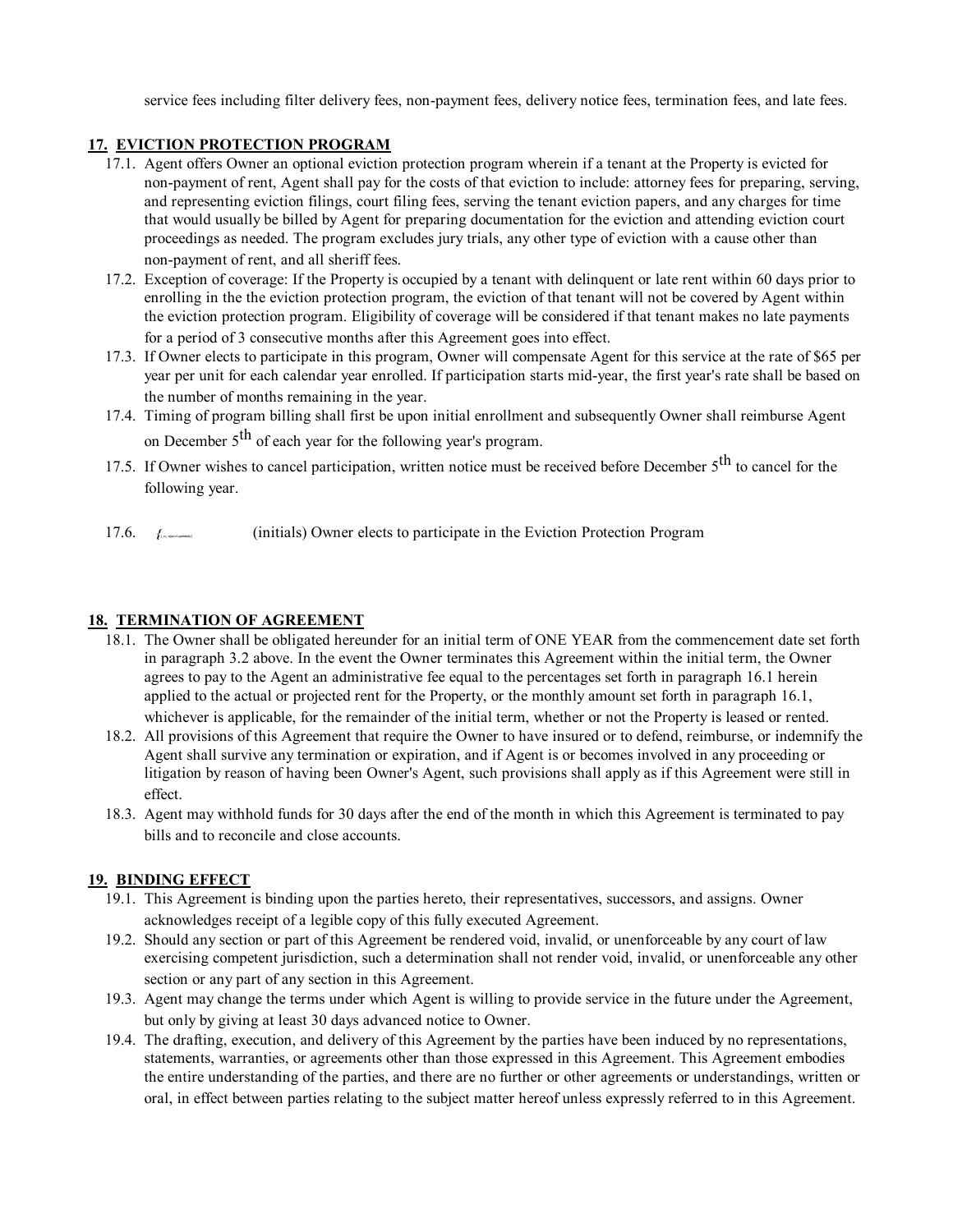service fees including filter delivery fees, non-payment fees, delivery notice fees, termination fees, and late fees.

## 17. EVICTION PROTECTION PROGRAM

17.1. Agent offers Owner an optional eviction protection program wherein if a tenant at the Property is evicted for non-payment of rent, Agent shall pay for the costs of that eviction to include: attorney fees for preparing, serving, and representing eviction filings, court filing fees, serving the tenant eviction papers, and any charges for time that would usually be billed by Agent for preparing documentation for the eviction and attending eviction court proceedings as needed. The program excludes jury trials, any other type of eviction with a cause other than non-payment of rent, and all sheriff fees.

17.2. Exception of coverage: If the Property is occupied by a tenant with delinquent or late rent within 60 days prior to enrolling in the the eviction protection program, the eviction of that tenant will not be covered by Agent within the eviction protection program. Eligibility of coverage will be considered if that tenant makes no late payments for a period of 3 consecutive months after this Agreement goes into effect.

17.3. If Owner elects to participate in this program, Owner will compensate Agent for this service at the rate of $65 per year per unit for each calendar year enrolled. If participation starts mid-year, the first year's rate shall be based on the number of months remaining in the year.

17.4. Timing of program billing shall first be upon initial enrollment and subsequently Owner shall reimburse Agent on December 5th of each year for the following year's program.

17.5. If Owner wishes to cancel participation, written notice must be received before December 5th to cancel for the following year.

17.6. ______ (initials) Owner elects to participate in the Eviction Protection Program

## 18. TERMINATION OF AGREEMENT

18.1. The Owner shall be obligated hereunder for an initial term of ONE YEAR from the commencement date set forth in paragraph 3.2 above. In the event the Owner terminates this Agreement within the initial term, the Owner agrees to pay to the Agent an administrative fee equal to the percentages set forth in paragraph 16.1 herein applied to the actual or projected rent for the Property, or the monthly amount set forth in paragraph 16.1, whichever is applicable, for the remainder of the initial term, whether or not the Property is leased or rented.

18.2. All provisions of this Agreement that require the Owner to have insured or to defend, reimburse, or indemnify the Agent shall survive any termination or expiration, and if Agent is or becomes involved in any proceeding or litigation by reason of having been Owner's Agent, such provisions shall apply as if this Agreement were still in effect.

18.3. Agent may withhold funds for 30 days after the end of the month in which this Agreement is terminated to pay bills and to reconcile and close accounts.

## 19. BINDING EFFECT

19.1. This Agreement is binding upon the parties hereto, their representatives, successors, and assigns. Owner acknowledges receipt of a legible copy of this fully executed Agreement.

19.2. Should any section or part of this Agreement be rendered void, invalid, or unenforceable by any court of law exercising competent jurisdiction, such a determination shall not render void, invalid, or unenforceable any other section or any part of any section in this Agreement.

19.3. Agent may change the terms under which Agent is willing to provide service in the future under the Agreement, but only by giving at least 30 days advanced notice to Owner.

19.4. The drafting, execution, and delivery of this Agreement by the parties have been induced by no representations, statements, warranties, or agreements other than those expressed in this Agreement. This Agreement embodies the entire understanding of the parties, and there are no further or other agreements or understandings, written or oral, in effect between parties relating to the subject matter hereof unless expressly referred to in this Agreement.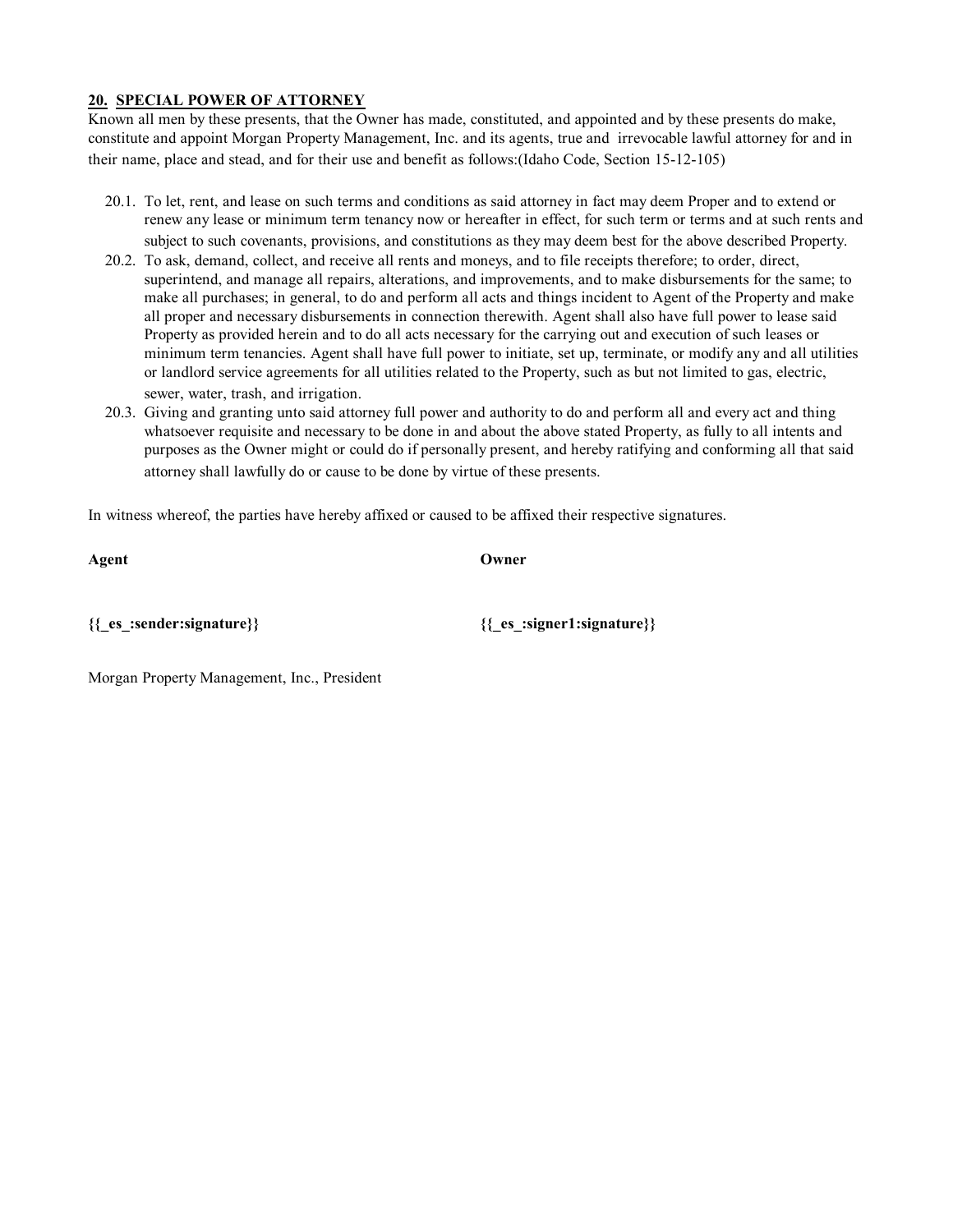**<u>20. SPECIAL POWER OF ATTORNEY</u>**

Known all men by these presents, that the Owner has made, constituted, and appointed and by these presents do make, constitute and appoint Morgan Property Management, Inc. and its agents, true and irrevocable lawful attorney for and in their name, place and stead, and for their use and benefit as follows:(Idaho Code, Section 15-12-105)

20.1. To let, rent, and lease on such terms and conditions as said attorney in fact may deem Proper and to extend or renew any lease or minimum term tenancy now or hereafter in effect, for such term or terms and at such rents and subject to such covenants, provisions, and constitutions as they may deem best for the above described Property.

20.2. To ask, demand, collect, and receive all rents and moneys, and to file receipts therefore; to order, direct, superintend, and manage all repairs, alterations, and improvements, and to make disbursements for the same; to make all purchases; in general, to do and perform all acts and things incident to Agent of the Property and make all proper and necessary disbursements in connection therewith. Agent shall also have full power to lease said Property as provided herein and to do all acts necessary for the carrying out and execution of such leases or minimum term tenancies. Agent shall have full power to initiate, set up, terminate, or modify any and all utilities or landlord service agreements for all utilities related to the Property, such as but not limited to gas, electric, sewer, water, trash, and irrigation.

20.3. Giving and granting unto said attorney full power and authority to do and perform all and every act and thing whatsoever requisite and necessary to be done in and about the above stated Property, as fully to all intents and purposes as the Owner might or could do if personally present, and hereby ratifying and conforming all that said attorney shall lawfully do or cause to be done by virtue of these presents.

In witness whereof, the parties have hereby affixed or caused to be affixed their respective signatures.

**Agent**

**{{_es_:sender:signature}}**

Morgan Property Management, Inc., President

**Owner**

**{{_es_:signer1:signature}}**